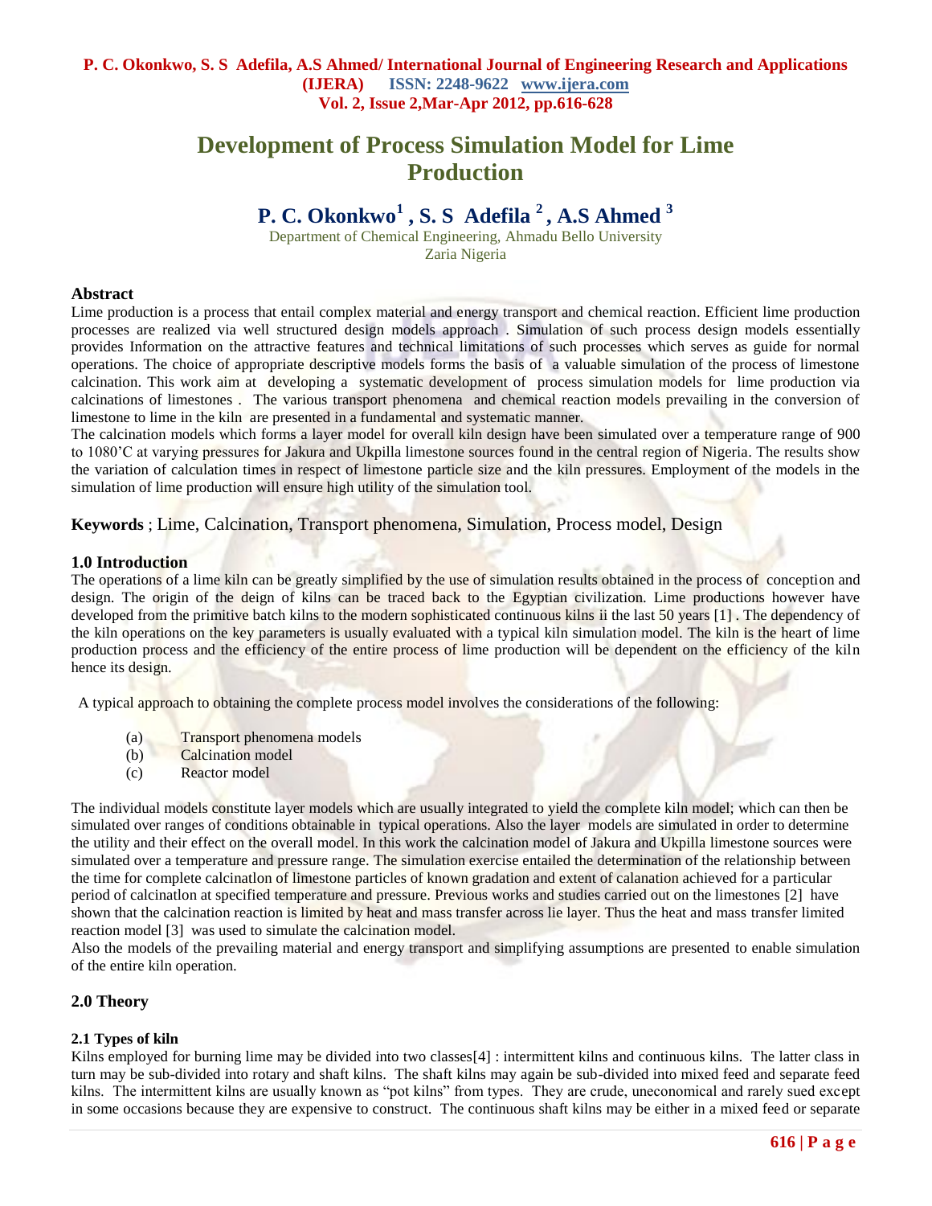# Development of Process Simulation Model for Lime Production

**P. C. Okonkwo[1] , S. S Adefila [2] , A.S Ahmed [3]**

Department of Chemical Engineering, Ahmadu Bello University
Zaria Nigeria

## Abstract

Lime production is a process that entail complex material and energy transport and chemical reaction. Efficient lime production processes are realized via well structured design models approach . Simulation of such process design models essentially provides Information on the attractive features and technical limitations of such processes which serves as guide for normal operations. The choice of appropriate descriptive models forms the basis of a valuable simulation of the process of limestone calcination. This work aim at developing a systematic development of process simulation models for lime production via calcinations of limestones . The various transport phenomena and chemical reaction models prevailing in the conversion of limestone to lime in the kiln are presented in a fundamental and systematic manner.

The calcination models which forms a layer model for overall kiln design have been simulated over a temperature range of 900 to 1080'C at varying pressures for Jakura and Ukpilla limestone sources found in the central region of Nigeria. The results show the variation of calculation times in respect of limestone particle size and the kiln pressures. Employment of the models in the simulation of lime production will ensure high utility of the simulation tool.

**Keywords** ; Lime, Calcination, Transport phenomena, Simulation, Process model, Design

## 1.0 Introduction

The operations of a lime kiln can be greatly simplified by the use of simulation results obtained in the process of conception and design. The origin of the deign of kilns can be traced back to the Egyptian civilization. Lime productions however have developed from the primitive batch kilns to the modern sophisticated continuous kilns ii the last 50 years [1] . The dependency of the kiln operations on the key parameters is usually evaluated with a typical kiln simulation model. The kiln is the heart of lime production process and the efficiency of the entire process of lime production will be dependent on the efficiency of the kiln hence its design.

A typical approach to obtaining the complete process model involves the considerations of the following:

(a) Transport phenomena models
(b) Calcination model
(c) Reactor model

The individual models constitute layer models which are usually integrated to yield the complete kiln model; which can then be simulated over ranges of conditions obtainable in typical operations. Also the layer models are simulated in order to determine the utility and their effect on the overall model. In this work the calcination model of Jakura and Ukpilla limestone sources were simulated over a temperature and pressure range. The simulation exercise entailed the determination of the relationship between the time for complete calcinatlon of limestone particles of known gradation and extent of calanation achieved for a particular period of calcinatlon at specified temperature and pressure. Previous works and studies carried out on the limestones [2] have shown that the calcination reaction is limited by heat and mass transfer across lie layer. Thus the heat and mass transfer limited reaction model [3] was used to simulate the calcination model.

Also the models of the prevailing material and energy transport and simplifying assumptions are presented to enable simulation of the entire kiln operation.

## 2.0 Theory

### 2.1 Types of kiln

Kilns employed for burning lime may be divided into two classes[4] : intermittent kilns and continuous kilns. The latter class in turn may be sub-divided into rotary and shaft kilns. The shaft kilns may again be sub-divided into mixed feed and separate feed kilns. The intermittent kilns are usually known as "pot kilns" from types. They are crude, uneconomical and rarely sued except in some occasions because they are expensive to construct. The continuous shaft kilns may be either in a mixed feed or separate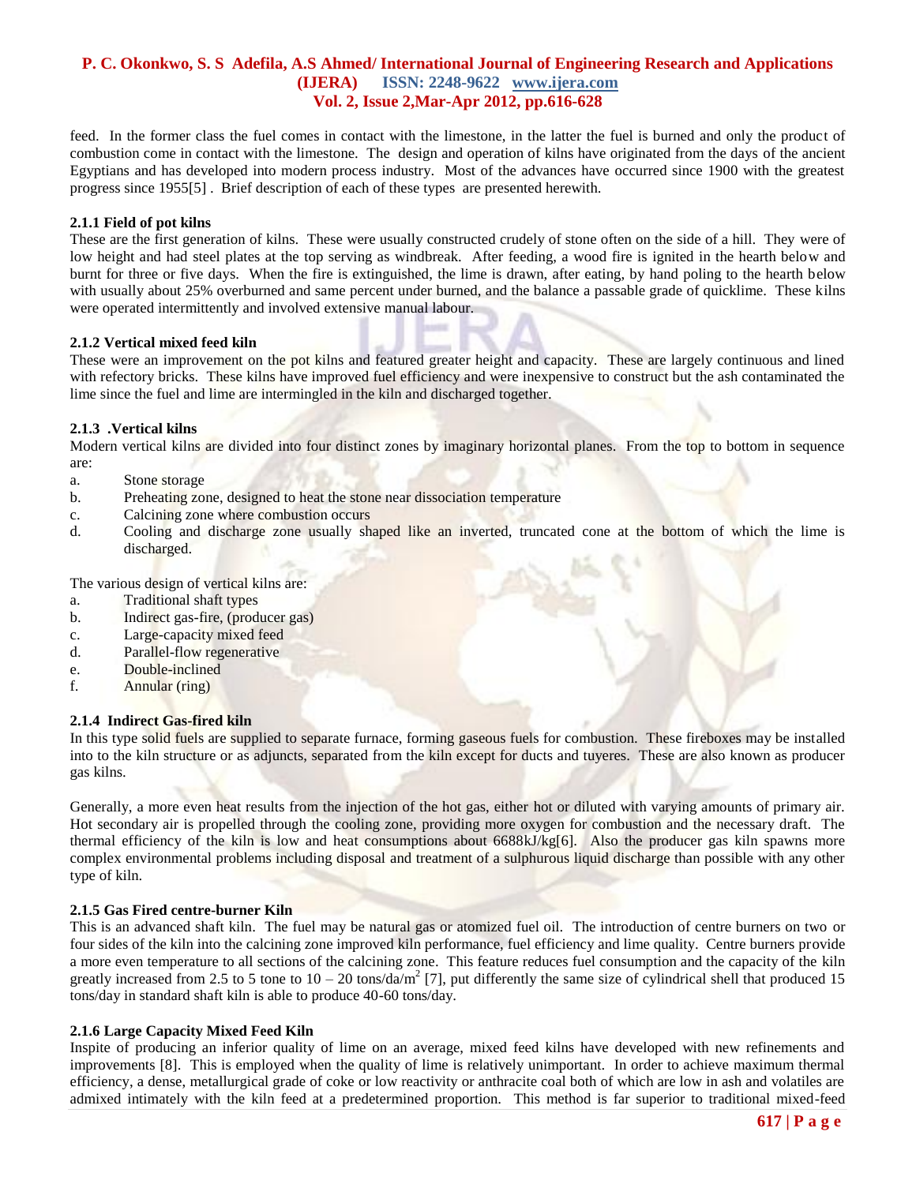feed. In the former class the fuel comes in contact with the limestone, in the latter the fuel is burned and only the product of combustion come in contact with the limestone. The design and operation of kilns have originated from the days of the ancient Egyptians and has developed into modern process industry. Most of the advances have occurred since 1900 with the greatest progress since 1955[5] . Brief description of each of these types are presented herewith.

### 2.1.1 Field of pot kilns

These are the first generation of kilns. These were usually constructed crudely of stone often on the side of a hill. They were of low height and had steel plates at the top serving as windbreak. After feeding, a wood fire is ignited in the hearth below and burnt for three or five days. When the fire is extinguished, the lime is drawn, after eating, by hand poling to the hearth below with usually about 25% overburned and same percent under burned, and the balance a passable grade of quicklime. These kilns were operated intermittently and involved extensive manual labour.

### 2.1.2 Vertical mixed feed kiln

These were an improvement on the pot kilns and featured greater height and capacity. These are largely continuous and lined with refectory bricks. These kilns have improved fuel efficiency and were inexpensive to construct but the ash contaminated the lime since the fuel and lime are intermingled in the kiln and discharged together.

### 2.1.3 .Vertical kilns

Modern vertical kilns are divided into four distinct zones by imaginary horizontal planes. From the top to bottom in sequence are:

a. Stone storage
b. Preheating zone, designed to heat the stone near dissociation temperature
c. Calcining zone where combustion occurs
d. Cooling and discharge zone usually shaped like an inverted, truncated cone at the bottom of which the lime is discharged.

The various design of vertical kilns are:

a. Traditional shaft types
b. Indirect gas-fire, (producer gas)
c. Large-capacity mixed feed
d. Parallel-flow regenerative
e. Double-inclined
f. Annular (ring)

### 2.1.4 Indirect Gas-fired kiln

In this type solid fuels are supplied to separate furnace, forming gaseous fuels for combustion. These fireboxes may be installed into to the kiln structure or as adjuncts, separated from the kiln except for ducts and tuyeres. These are also known as producer gas kilns.

Generally, a more even heat results from the injection of the hot gas, either hot or diluted with varying amounts of primary air. Hot secondary air is propelled through the cooling zone, providing more oxygen for combustion and the necessary draft. The thermal efficiency of the kiln is low and heat consumptions about 6688kJ/kg[6]. Also the producer gas kiln spawns more complex environmental problems including disposal and treatment of a sulphurous liquid discharge than possible with any other type of kiln.

### 2.1.5 Gas Fired centre-burner Kiln

This is an advanced shaft kiln. The fuel may be natural gas or atomized fuel oil. The introduction of centre burners on two or four sides of the kiln into the calcining zone improved kiln performance, fuel efficiency and lime quality. Centre burners provide a more even temperature to all sections of the calcining zone. This feature reduces fuel consumption and the capacity of the kiln greatly increased from 2.5 to 5 tone to 10 – 20 tons/da/$m^2$ [7], put differently the same size of cylindrical shell that produced 15 tons/day in standard shaft kiln is able to produce 40-60 tons/day.

### 2.1.6 Large Capacity Mixed Feed Kiln

Inspite of producing an inferior quality of lime on an average, mixed feed kilns have developed with new refinements and improvements [8]. This is employed when the quality of lime is relatively unimportant. In order to achieve maximum thermal efficiency, a dense, metallurgical grade of coke or low reactivity or anthracite coal both of which are low in ash and volatiles are admixed intimately with the kiln feed at a predetermined proportion. This method is far superior to traditional mixed-feed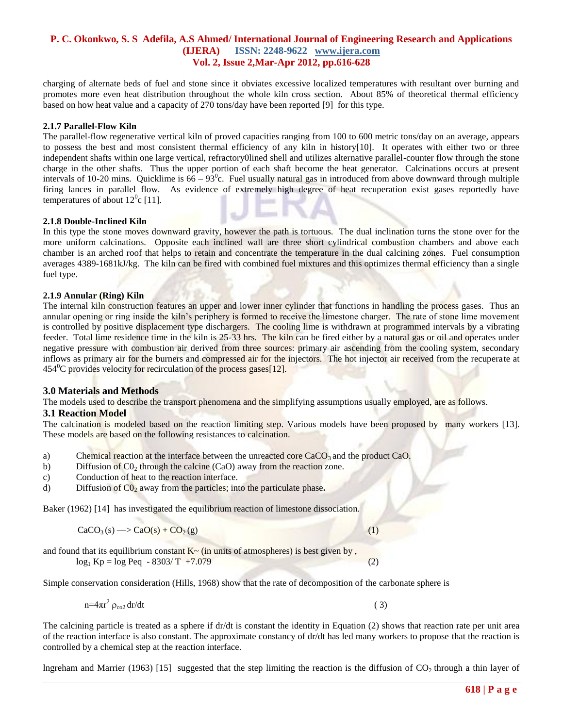charging of alternate beds of fuel and stone since it obviates excessive localized temperatures with resultant over burning and promotes more even heat distribution throughout the whole kiln cross section. About 85% of theoretical thermal efficiency based on how heat value and a capacity of 270 tons/day have been reported [9] for this type.

### 2.1.7 Parallel-Flow Kiln

The parallel-flow regenerative vertical kiln of proved capacities ranging from 100 to 600 metric tons/day on an average, appears to possess the best and most consistent thermal efficiency of any kiln in history[10]. It operates with either two or three independent shafts within one large vertical, refractory0lined shell and utilizes alternative parallel-counter flow through the stone charge in the other shafts. Thus the upper portion of each shaft become the heat generator. Calcinations occurs at present intervals of 10-20 mins. Quicklime is $66 - 93^0$c. Fuel usually natural gas in introduced from above downward through multiple firing lances in parallel flow. As evidence of extremely high degree of heat recuperation exist gases reportedly have temperatures of about $12^0$c [11].

### 2.1.8 Double-Inclined Kiln

In this type the stone moves downward gravity, however the path is tortuous. The dual inclination turns the stone over for the more uniform calcinations. Opposite each inclined wall are three short cylindrical combustion chambers and above each chamber is an arched roof that helps to retain and concentrate the temperature in the dual calcining zones. Fuel consumption averages 4389-1681kJ/kg. The kiln can be fired with combined fuel mixtures and this optimizes thermal efficiency than a single fuel type.

### 2.1.9 Annular (Ring) Kiln

The internal kiln construction features an upper and lower inner cylinder that functions in handling the process gases. Thus an annular opening or ring inside the kiln's periphery is formed to receive the limestone charger. The rate of stone lime movement is controlled by positive displacement type dischargers. The cooling lime is withdrawn at programmed intervals by a vibrating feeder. Total lime residence time in the kiln is 25-33 hrs. The kiln can be fired either by a natural gas or oil and operates under negative pressure with combustion air derived from three sources: primary air ascending from the cooling system, secondary inflows as primary air for the burners and compressed air for the injectors. The hot injector air received from the recuperate at $454^0$C provides velocity for recirculation of the process gases[12].

## 3.0 Materials and Methods

The models used to describe the transport phenomena and the simplifying assumptions usually employed, are as follows.

### 3.1 Reaction Model

The calcination is modeled based on the reaction limiting step. Various models have been proposed by many workers [13]. These models are based on the following resistances to calcination.

a) Chemical reaction at the interface between the unreacted core $CaCO_3$ and the product CaO.
b) Diffusion of $C0_2$ through the calcine (CaO) away from the reaction zone.
c) Conduction of heat to the reaction interface.
d) Diffusion of $C0_2$ away from the particles; into the particulate phase.

Baker (1962) [14] has investigated the equilibrium reaction of limestone dissociation.

$$CaCO_3\,(s) \longrightarrow CaO(s) + CO_2\,(g) \tag{1}$$

and found that its equilibrium constant K~ (in units of atmospheres) is best given by ,

$$\log_1 Kp = \log Peq - 8303/\,T + 7.079 \tag{2}$$

Simple conservation consideration (Hills, 1968) show that the rate of decomposition of the carbonate sphere is

$$n = 4\pi r^2\, \rho_{co2}\, dr/dt \tag{3}$$

The calcining particle is treated as a sphere if dr/dt is constant the identity in Equation (2) shows that reaction rate per unit area of the reaction interface is also constant. The approximate constancy of dr/dt has led many workers to propose that the reaction is controlled by a chemical step at the reaction interface.

lngreham and Marrier (1963) [15] suggested that the step limiting the reaction is the diffusion of $CO_2$ through a thin layer of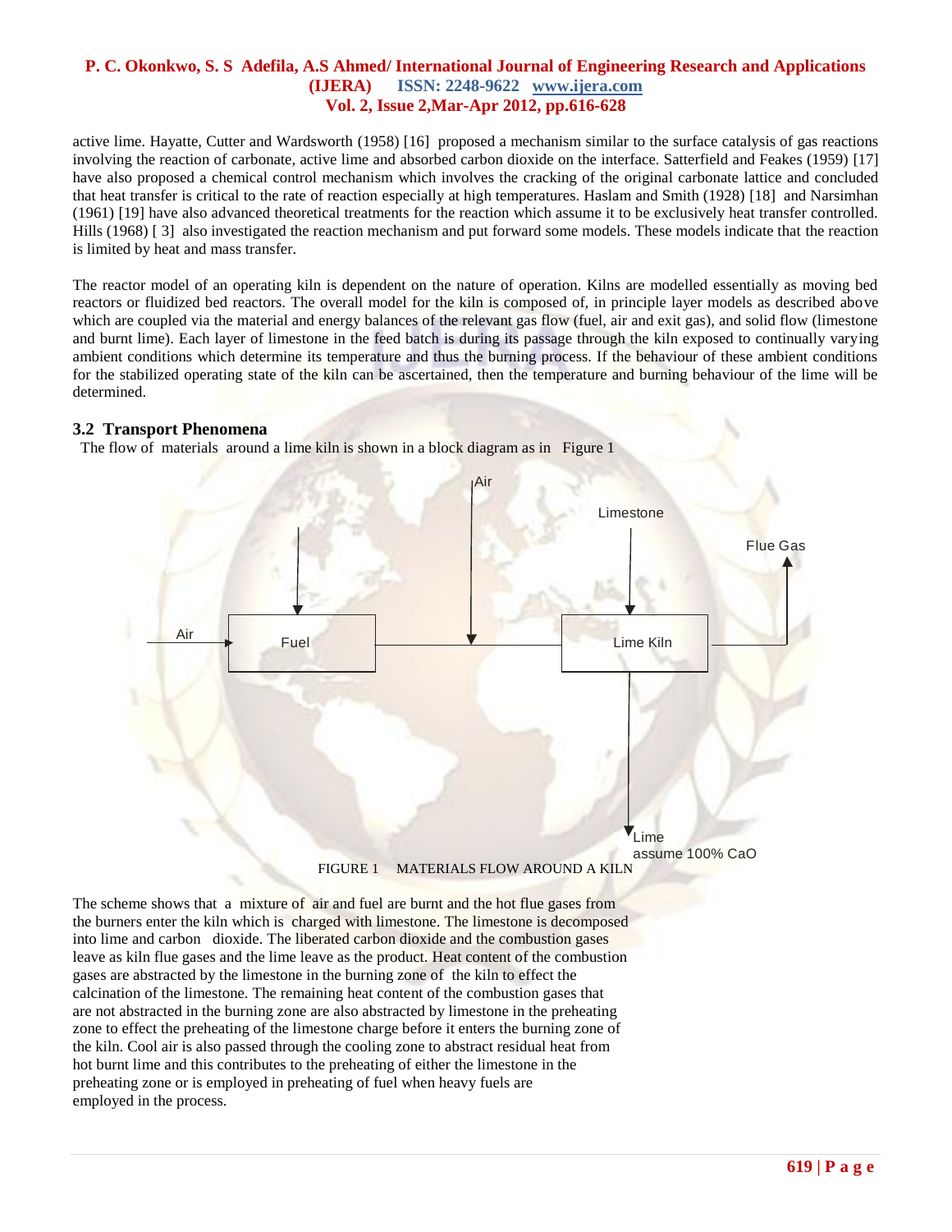active lime. Hayatte, Cutter and Wardsworth (1958) [16] proposed a mechanism similar to the surface catalysis of gas reactions involving the reaction of carbonate, active lime and absorbed carbon dioxide on the interface. Satterfield and Feakes (1959) [17] have also proposed a chemical control mechanism which involves the cracking of the original carbonate lattice and concluded that heat transfer is critical to the rate of reaction especially at high temperatures. Haslam and Smith (1928) [18] and Narsimhan (1961) [19] have also advanced theoretical treatments for the reaction which assume it to be exclusively heat transfer controlled. Hills (1968) [ 3] also investigated the reaction mechanism and put forward some models. These models indicate that the reaction is limited by heat and mass transfer.

The reactor model of an operating kiln is dependent on the nature of operation. Kilns are modelled essentially as moving bed reactors or fluidized bed reactors. The overall model for the kiln is composed of, in principle layer models as described above which are coupled via the material and energy balances of the relevant gas flow (fuel, air and exit gas), and solid flow (limestone and burnt lime). Each layer of limestone in the feed batch is during its passage through the kiln exposed to continually varying ambient conditions which determine its temperature and thus the burning process. If the behaviour of these ambient conditions for the stabilized operating state of the kiln can be ascertained, then the temperature and burning behaviour of the lime will be determined.

## 3.2 Transport Phenomena

The flow of materials around a lime kiln is shown in a block diagram as in Figure 1

Air → Fuel → Lime Kiln (Air, Limestone in) → Flue Gas; Lime, assume 100% CaO

FIGURE 1 MATERIALS FLOW AROUND A KILN

The scheme shows that a mixture of air and fuel are burnt and the hot flue gases from the burners enter the kiln which is charged with limestone. The limestone is decomposed into lime and carbon dioxide. The liberated carbon dioxide and the combustion gases leave as kiln flue gases and the lime leave as the product. Heat content of the combustion gases are abstracted by the limestone in the burning zone of the kiln to effect the calcination of the limestone. The remaining heat content of the combustion gases that are not abstracted in the burning zone are also abstracted by limestone in the preheating zone to effect the preheating of the limestone charge before it enters the burning zone of the kiln. Cool air is also passed through the cooling zone to abstract residual heat from hot burnt lime and this contributes to the preheating of either the limestone in the preheating zone or is employed in preheating of fuel when heavy fuels are employed in the process.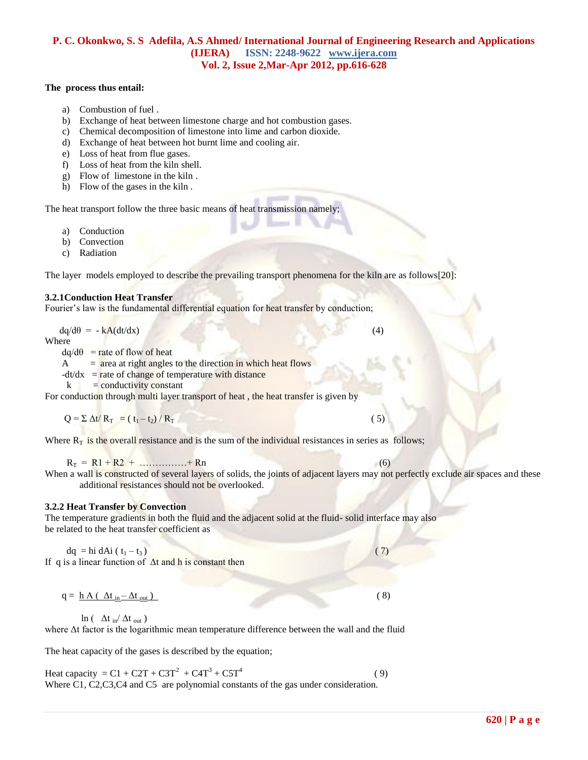**The process thus entail:**

a) Combustion of fuel .
b) Exchange of heat between limestone charge and hot combustion gases.
c) Chemical decomposition of limestone into lime and carbon dioxide.
d) Exchange of heat between hot burnt lime and cooling air.
e) Loss of heat from flue gases.
f) Loss of heat from the kiln shell.
g) Flow of limestone in the kiln .
h) Flow of the gases in the kiln .

The heat transport follow the three basic means of heat transmission namely;

a) Conduction
b) Convection
c) Radiation

The layer models employed to describe the prevailing transport phenomena for the kiln are as follows[20]:

### 3.2.1Conduction Heat Transfer

Fourier's law is the fundamental differential equation for heat transfer by conduction;

$$dq/d\theta = -kA(dt/dx) \qquad (4)$$

Where

- $dq/d\theta$ = rate of flow of heat
- $A$ = area at right angles to the direction in which heat flows
- $-dt/dx$ = rate of change of temperature with distance
- $k$ = conductivity constant

For conduction through multi layer transport of heat , the heat transfer is given by

$$Q = \Sigma \Delta t / R_T = (t_1 - t_2) / R_T \qquad (5)$$

Where $R_T$ is the overall resistance and is the sum of the individual resistances in series as follows;

$$R_T = R1 + R2 + \ldots\ldots\ldots\ldots\ldots + Rn \qquad (6)$$

When a wall is constructed of several layers of solids, the joints of adjacent layers may not perfectly exclude air spaces and these additional resistances should not be overlooked.

### 3.2.2 Heat Transfer by Convection

The temperature gradients in both the fluid and the adjacent solid at the fluid- solid interface may also be related to the heat transfer coefficient as

$$dq = hi\, dAi\, (t_1 - t_3) \qquad (7)$$

If q is a linear function of $\Delta t$ and h is constant then

$$q = \frac{h A (\Delta t_{in} - \Delta t_{out})}{\ln(\Delta t_{in} / \Delta t_{out})} \qquad (8)$$

where $\Delta t$ factor is the logarithmic mean temperature difference between the wall and the fluid

The heat capacity of the gases is described by the equation;

$$\text{Heat capacity} = C1 + C2T + C3T^2 + C4T^3 + C5T^4 \qquad (9)$$

Where C1, C2,C3,C4 and C5 are polynomial constants of the gas under consideration.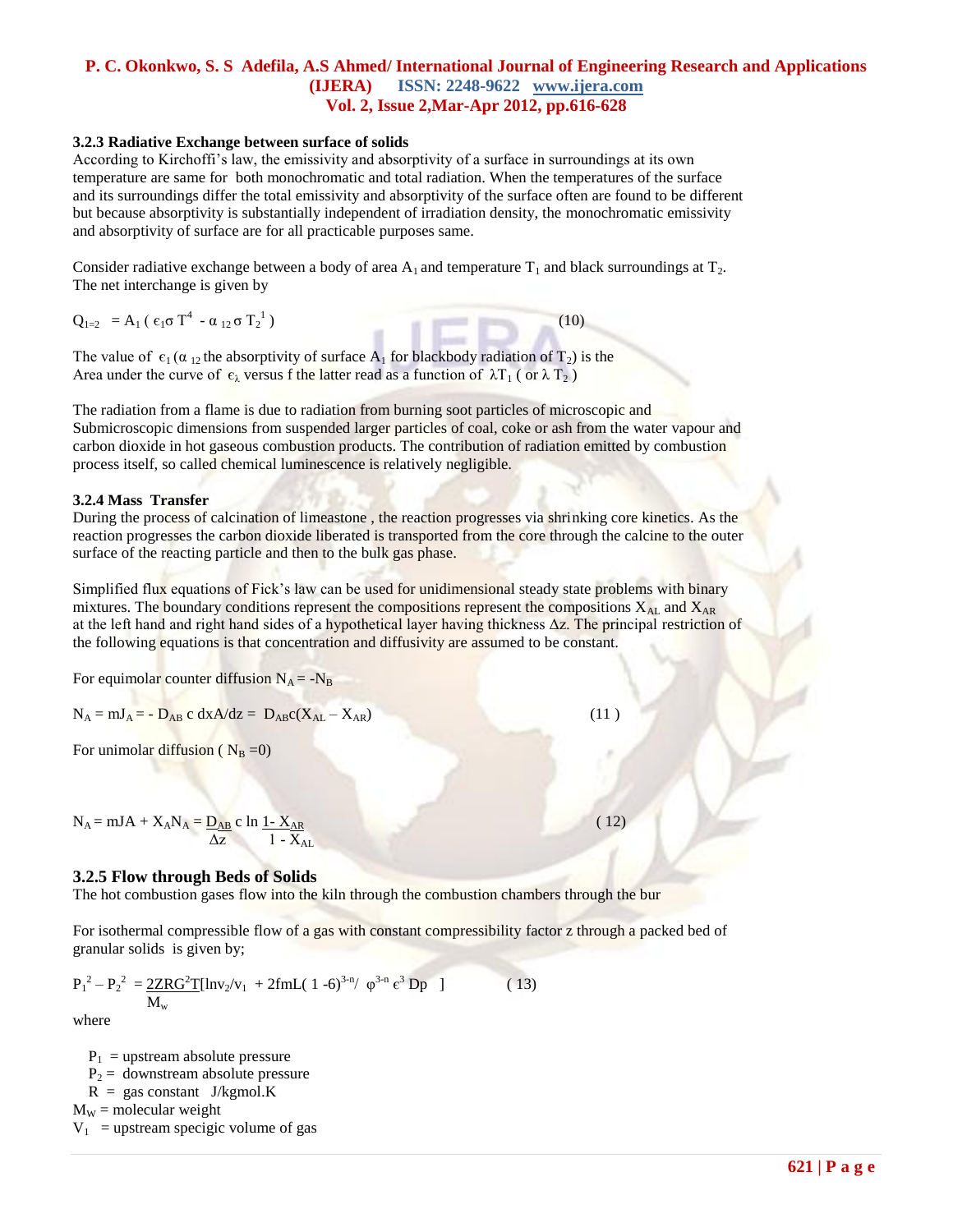### 3.2.3 Radiative Exchange between surface of solids

According to Kirchoffi's law, the emissivity and absorptivity of a surface in surroundings at its own temperature are same for both monochromatic and total radiation. When the temperatures of the surface and its surroundings differ the total emissivity and absorptivity of the surface often are found to be different but because absorptivity is substantially independent of irradiation density, the monochromatic emissivity and absorptivity of surface are for all practicable purposes same.

Consider radiative exchange between a body of area $A_1$ and temperature $T_1$ and black surroundings at $T_2$. The net interchange is given by

$$Q_{1=2} = A_1 ( \epsilon_1 \sigma T^4 - \alpha_{12} \sigma T_2^1 ) \quad (10)$$

The value of $\epsilon_1$ ($\alpha_{12}$ the absorptivity of surface $A_1$ for blackbody radiation of $T_2$) is the Area under the curve of $\epsilon_\lambda$ versus f the latter read as a function of $\lambda T_1$ ( or $\lambda T_2$ )

The radiation from a flame is due to radiation from burning soot particles of microscopic and Submicroscopic dimensions from suspended larger particles of coal, coke or ash from the water vapour and carbon dioxide in hot gaseous combustion products. The contribution of radiation emitted by combustion process itself, so called chemical luminescence is relatively negligible.

### 3.2.4 Mass Transfer

During the process of calcination of limeastone , the reaction progresses via shrinking core kinetics. As the reaction progresses the carbon dioxide liberated is transported from the core through the calcine to the outer surface of the reacting particle and then to the bulk gas phase.

Simplified flux equations of Fick's law can be used for unidimensional steady state problems with binary mixtures. The boundary conditions represent the compositions represent the compositions $X_{AL}$ and $X_{AR}$ at the left hand and right hand sides of a hypothetical layer having thickness $\Delta z$. The principal restriction of the following equations is that concentration and diffusivity are assumed to be constant.

For equimolar counter diffusion $N_A = -N_B$

$$N_A = mJ_A = - D_{AB}\, c\, dxA/dz = D_{AB} c (X_{AL} - X_{AR}) \quad (11)$$

For unimolar diffusion ( $N_B = 0$)

$$N_A = mJA + X_A N_A = \frac{D_{AB}}{\Delta z} c \ln \frac{1 - X_{AR}}{1 - X_{AL}} \quad (12)$$

### 3.2.5 Flow through Beds of Solids

The hot combustion gases flow into the kiln through the combustion chambers through the bur

For isothermal compressible flow of a gas with constant compressibility factor z through a packed bed of granular solids is given by;

$$P_1^2 - P_2^2 = \frac{2ZRG^2T}{M_w}[\ln v_2/v_1 + 2fmL( 1 - 6)^{3-n} / \varphi^{3-n} \epsilon^3 Dp ] \quad (13)$$

where

- $P_1$ = upstream absolute pressure
- $P_2$ = downstream absolute pressure
- R = gas constant J/kgmol.K
- $M_W$ = molecular weight
- $V_1$ = upstream specigic volume of gas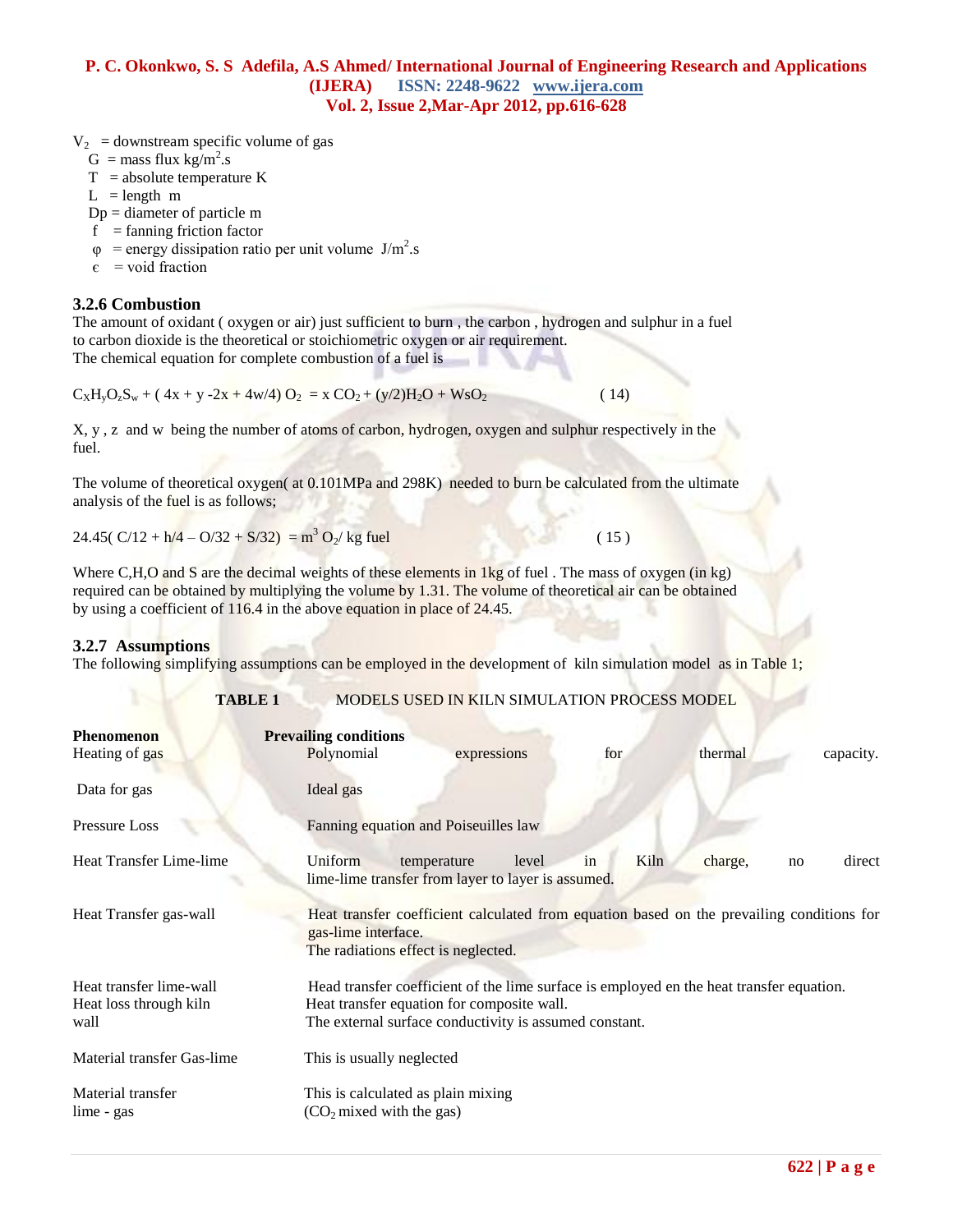$V_2$ = downstream specific volume of gas
G = mass flux kg/m$^2$.s
T = absolute temperature K
L = length m
Dp = diameter of particle m
f = fanning friction factor
$\varphi$ = energy dissipation ratio per unit volume J/m$^2$.s
$\epsilon$ = void fraction

### 3.2.6 Combustion

The amount of oxidant ( oxygen or air) just sufficient to burn , the carbon , hydrogen and sulphur in a fuel to carbon dioxide is the theoretical or stoichiometric oxygen or air requirement.
The chemical equation for complete combustion of a fuel is

$$C_XH_yO_zS_w + ( 4x + y -2x + 4w/4)\ O_2 = x\ CO_2 + (y/2)H_2O + WsO_2 \qquad (14)$$

X, y , z and w being the number of atoms of carbon, hydrogen, oxygen and sulphur respectively in the fuel.

The volume of theoretical oxygen( at 0.101MPa and 298K) needed to burn be calculated from the ultimate analysis of the fuel is as follows;

$$24.45( C/12 + h/4 – O/32 + S/32) = m^3\ O_2/\ kg\ fuel \qquad (15)$$

Where C,H,O and S are the decimal weights of these elements in 1kg of fuel . The mass of oxygen (in kg) required can be obtained by multiplying the volume by 1.31. The volume of theoretical air can be obtained by using a coefficient of 116.4 in the above equation in place of 24.45.

### 3.2.7 Assumptions

The following simplifying assumptions can be employed in the development of kiln simulation model as in Table 1;

**TABLE 1** MODELS USED IN KILN SIMULATION PROCESS MODEL

| Phenomenon | Prevailing conditions |
|---|---|
| Heating of gas | Polynomial expressions for thermal capacity. |
| Data for gas | Ideal gas |
| Pressure Loss | Fanning equation and Poiseuilles law |
| Heat Transfer Lime-lime | Uniform temperature level in Kiln charge, no direct lime-lime transfer from layer to layer is assumed. |
| Heat Transfer gas-wall | Heat transfer coefficient calculated from equation based on the prevailing conditions for gas-lime interface. The radiations effect is neglected. |
| Heat transfer lime-wall | Head transfer coefficient of the lime surface is employed en the heat transfer equation. |
| Heat loss through kiln wall | Heat transfer equation for composite wall. The external surface conductivity is assumed constant. |
| Material transfer Gas-lime | This is usually neglected |
| Material transfer lime - gas | This is calculated as plain mixing ($CO_2$ mixed with the gas) |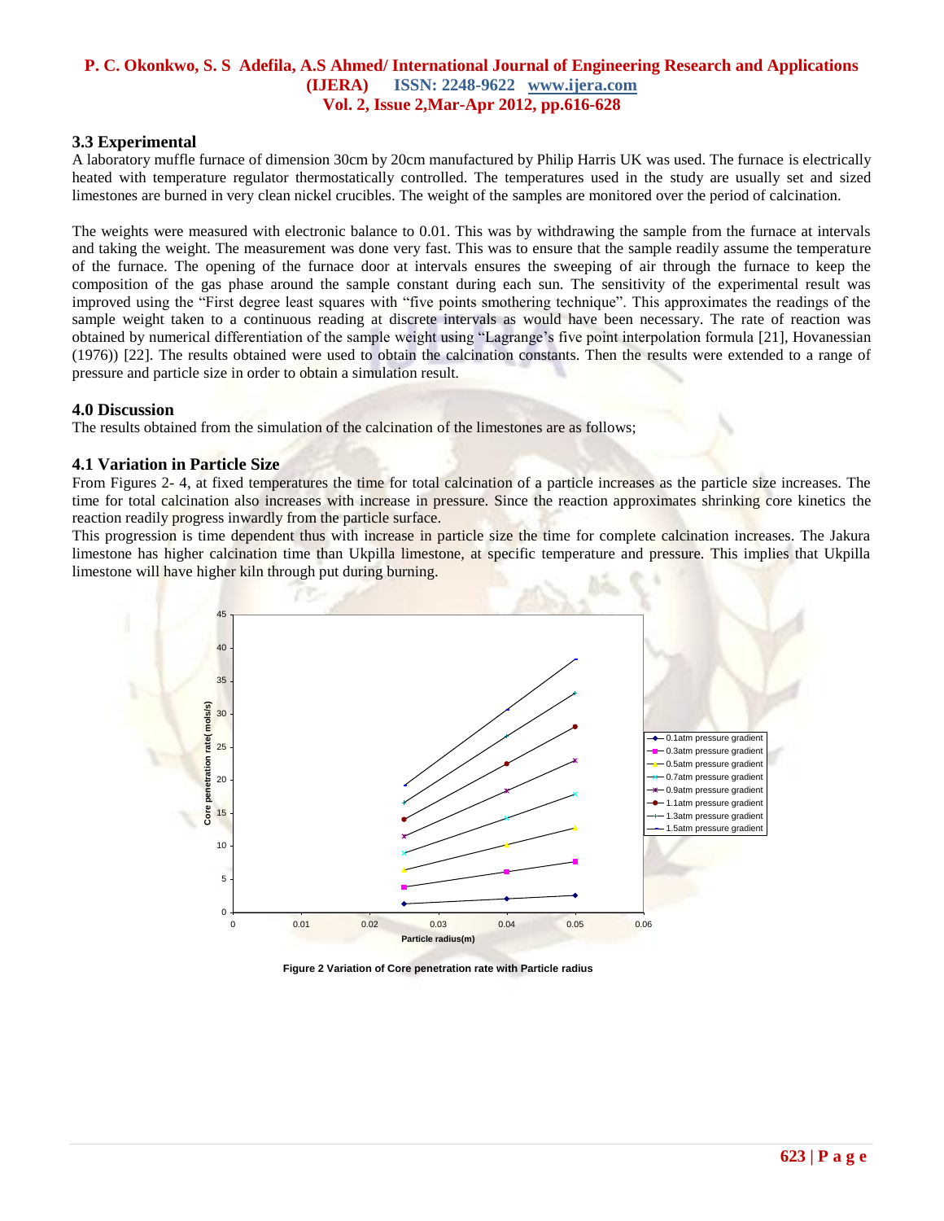### 3.3 Experimental

A laboratory muffle furnace of dimension 30cm by 20cm manufactured by Philip Harris UK was used. The furnace is electrically heated with temperature regulator thermostatically controlled. The temperatures used in the study are usually set and sized limestones are burned in very clean nickel crucibles. The weight of the samples are monitored over the period of calcination.

The weights were measured with electronic balance to 0.01. This was by withdrawing the sample from the furnace at intervals and taking the weight. The measurement was done very fast. This was to ensure that the sample readily assume the temperature of the furnace. The opening of the furnace door at intervals ensures the sweeping of air through the furnace to keep the composition of the gas phase around the sample constant during each sun. The sensitivity of the experimental result was improved using the "First degree least squares with "five points smothering technique". This approximates the readings of the sample weight taken to a continuous reading at discrete intervals as would have been necessary. The rate of reaction was obtained by numerical differentiation of the sample weight using "Lagrange's five point interpolation formula [21], Hovanessian (1976)) [22]. The results obtained were used to obtain the calcination constants. Then the results were extended to a range of pressure and particle size in order to obtain a simulation result.

### 4.0 Discussion

The results obtained from the simulation of the calcination of the limestones are as follows;

### 4.1 Variation in Particle Size

From Figures 2- 4, at fixed temperatures the time for total calcination of a particle increases as the particle size increases. The time for total calcination also increases with increase in pressure. Since the reaction approximates shrinking core kinetics the reaction readily progress inwardly from the particle surface.

This progression is time dependent thus with increase in particle size the time for complete calcination increases. The Jakura limestone has higher calcination time than Ukpilla limestone, at specific temperature and pressure. This implies that Ukpilla limestone will have higher kiln through put during burning.

**Figure 2 Variation of Core penetration rate with Particle radius**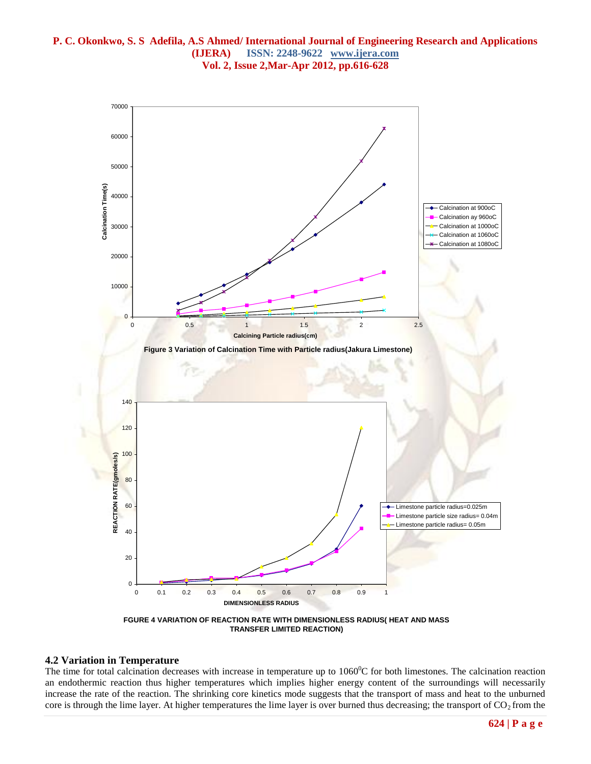Figure 3 Variation of Calcination Time with Particle radius(Jakura Limestone)

FGURE 4 VARIATION OF REACTION RATE WITH DIMENSIONLESS RADIUS( HEAT AND MASS TRANSFER LIMITED REACTION)

### 4.2 Variation in Temperature

The time for total calcination decreases with increase in temperature up to 1060$^0$C for both limestones. The calcination reaction an endothermic reaction thus higher temperatures which implies higher energy content of the surroundings will necessarily increase the rate of the reaction. The shrinking core kinetics mode suggests that the transport of mass and heat to the unburned core is through the lime layer. At higher temperatures the lime layer is over burned thus decreasing; the transport of $CO_2$ from the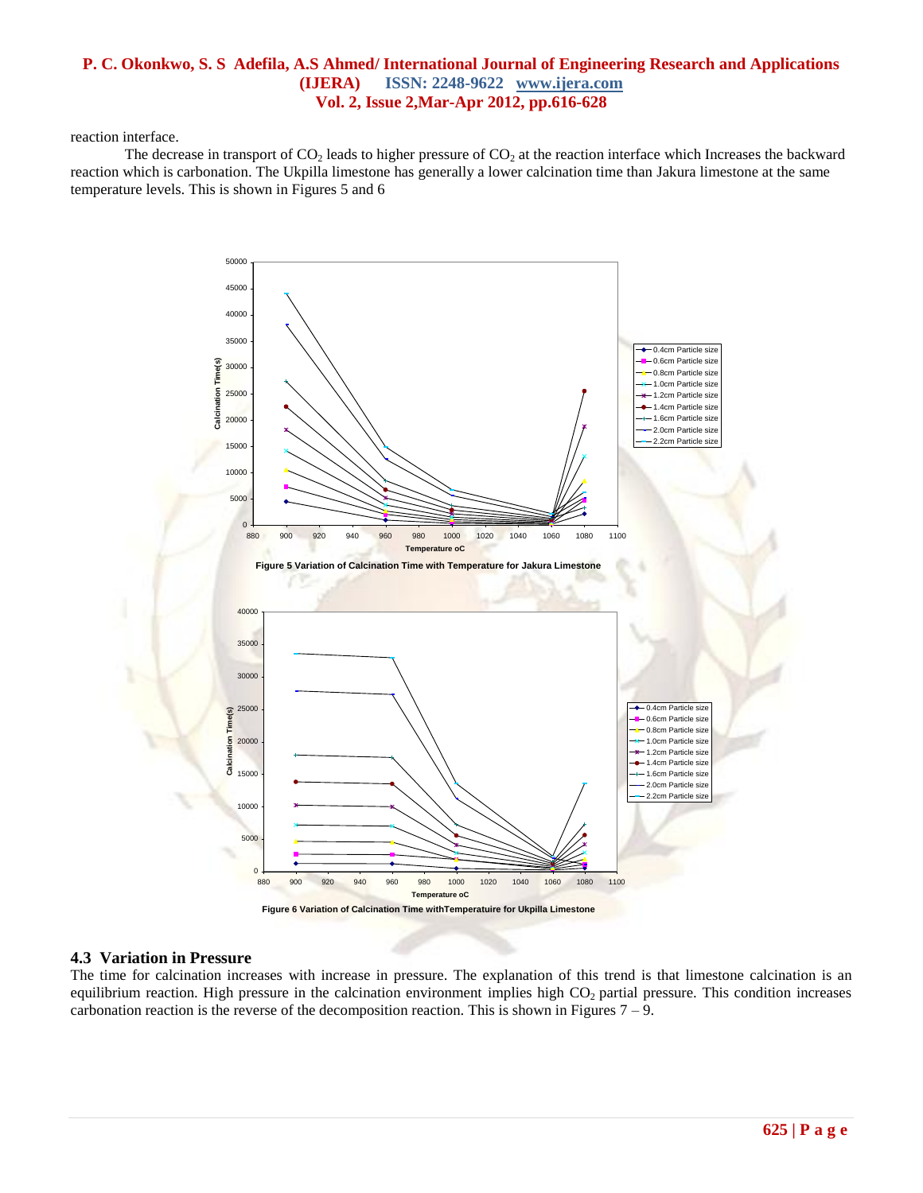reaction interface.

The decrease in transport of $CO_2$ leads to higher pressure of $CO_2$ at the reaction interface which Increases the backward reaction which is carbonation. The Ukpilla limestone has generally a lower calcination time than Jakura limestone at the same temperature levels. This is shown in Figures 5 and 6

Figure 5 Variation of Calcination Time with Temperature for Jakura Limestone

Figure 6 Variation of Calcination Time withTemperatuire for Ukpilla Limestone

### 4.3 Variation in Pressure

The time for calcination increases with increase in pressure. The explanation of this trend is that limestone calcination is an equilibrium reaction. High pressure in the calcination environment implies high $CO_2$ partial pressure. This condition increases carbonation reaction is the reverse of the decomposition reaction. This is shown in Figures 7 – 9.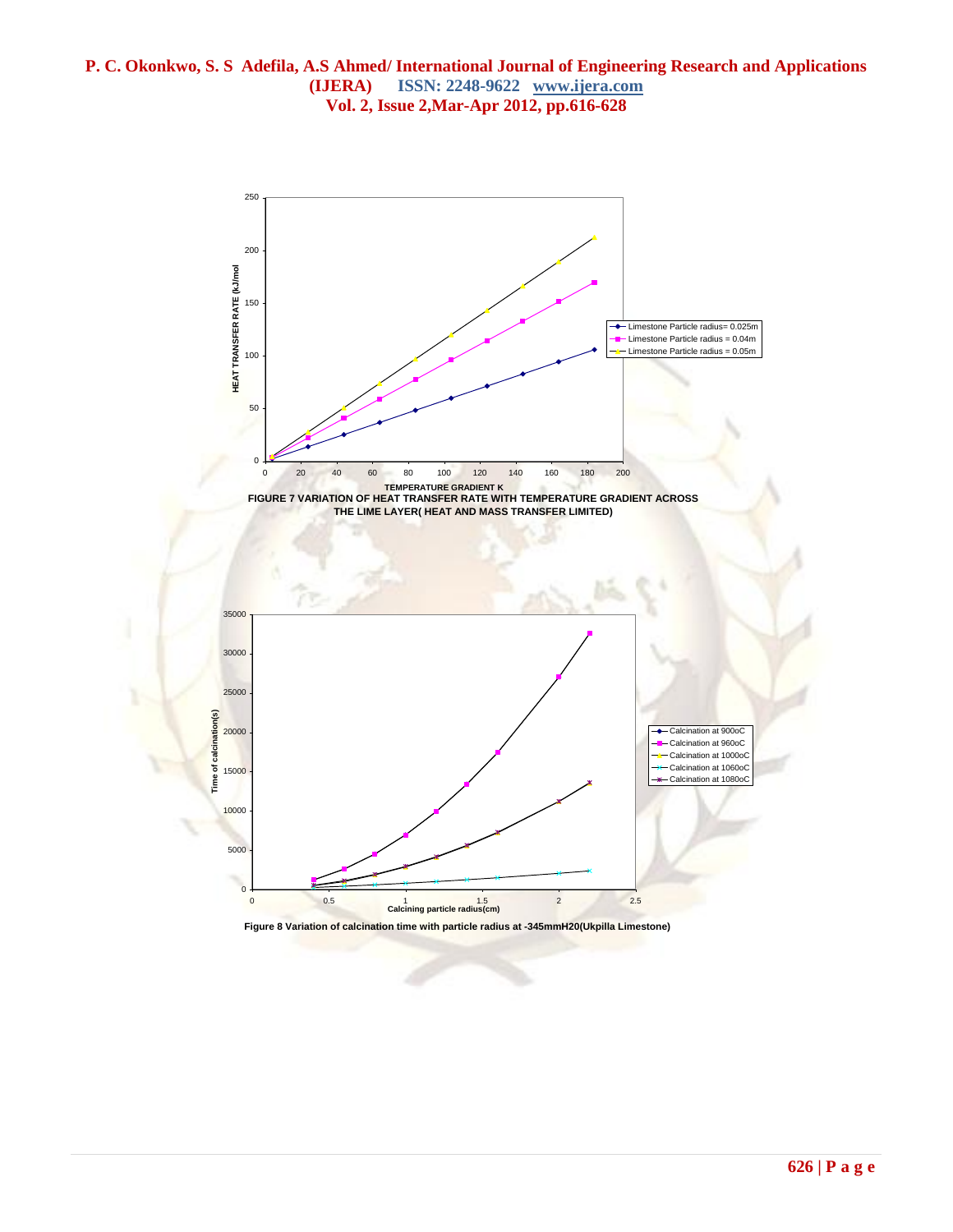FIGURE 7 VARIATION OF HEAT TRANSFER RATE WITH TEMPERATURE GRADIENT ACROSS THE LIME LAYER( HEAT AND MASS TRANSFER LIMITED)

Figure 8 Variation of calcination time with particle radius at -345mmH20(Ukpilla Limestone)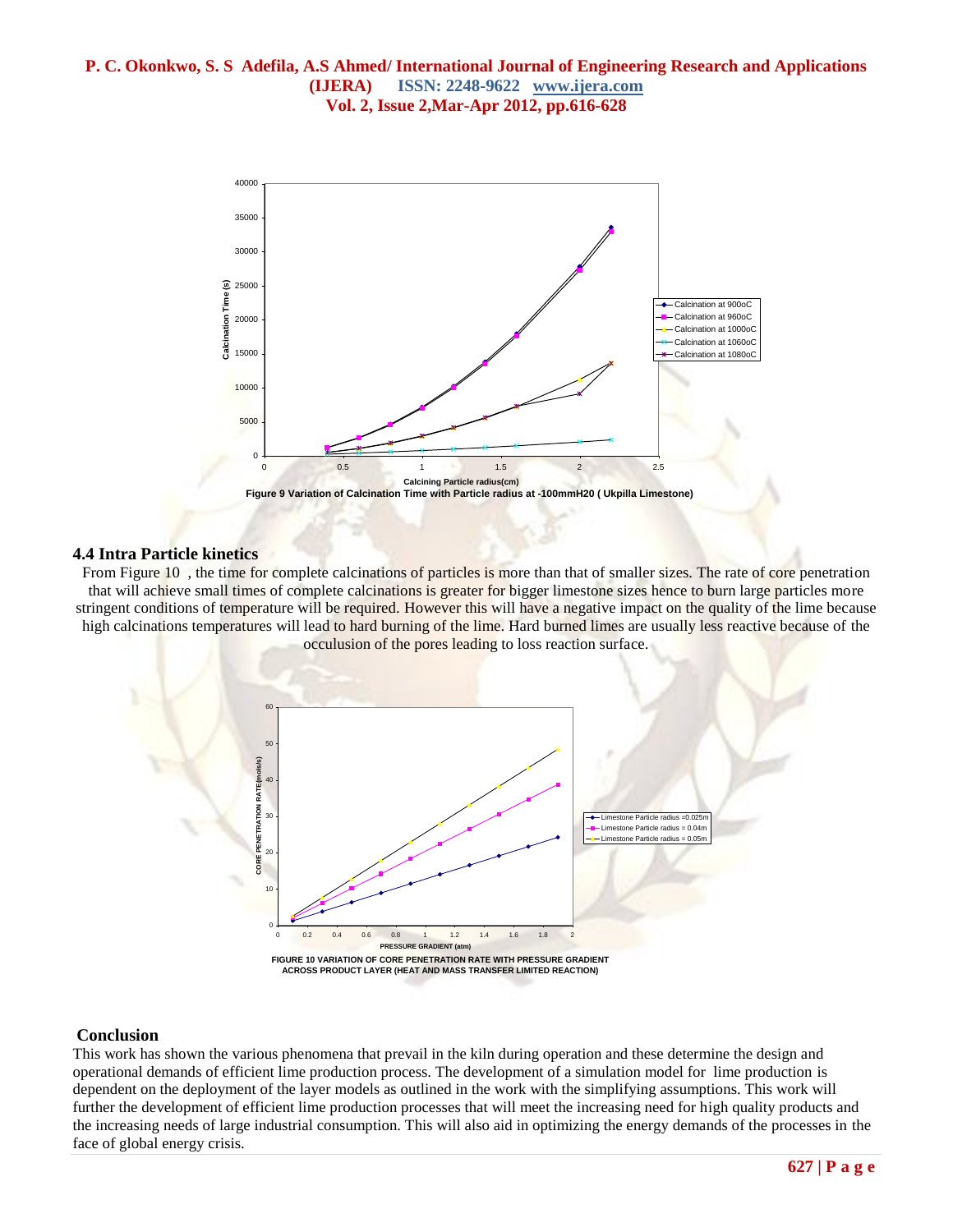Figure 9 Variation of Calcination Time with Particle radius at -100mmH20 ( Ukpilla Limestone)

## 4.4 Intra Particle kinetics

From Figure 10 , the time for complete calcinations of particles is more than that of smaller sizes. The rate of core penetration that will achieve small times of complete calcinations is greater for bigger limestone sizes hence to burn large particles more stringent conditions of temperature will be required. However this will have a negative impact on the quality of the lime because high calcinations temperatures will lead to hard burning of the lime. Hard burned limes are usually less reactive because of the occulusion of the pores leading to loss reaction surface.

FIGURE 10 VARIATION OF CORE PENETRATION RATE WITH PRESSURE GRADIENT ACROSS PRODUCT LAYER (HEAT AND MASS TRANSFER LIMITED REACTION)

## Conclusion

This work has shown the various phenomena that prevail in the kiln during operation and these determine the design and operational demands of efficient lime production process. The development of a simulation model for lime production is dependent on the deployment of the layer models as outlined in the work with the simplifying assumptions. This work will further the development of efficient lime production processes that will meet the increasing need for high quality products and the increasing needs of large industrial consumption. This will also aid in optimizing the energy demands of the processes in the face of global energy crisis.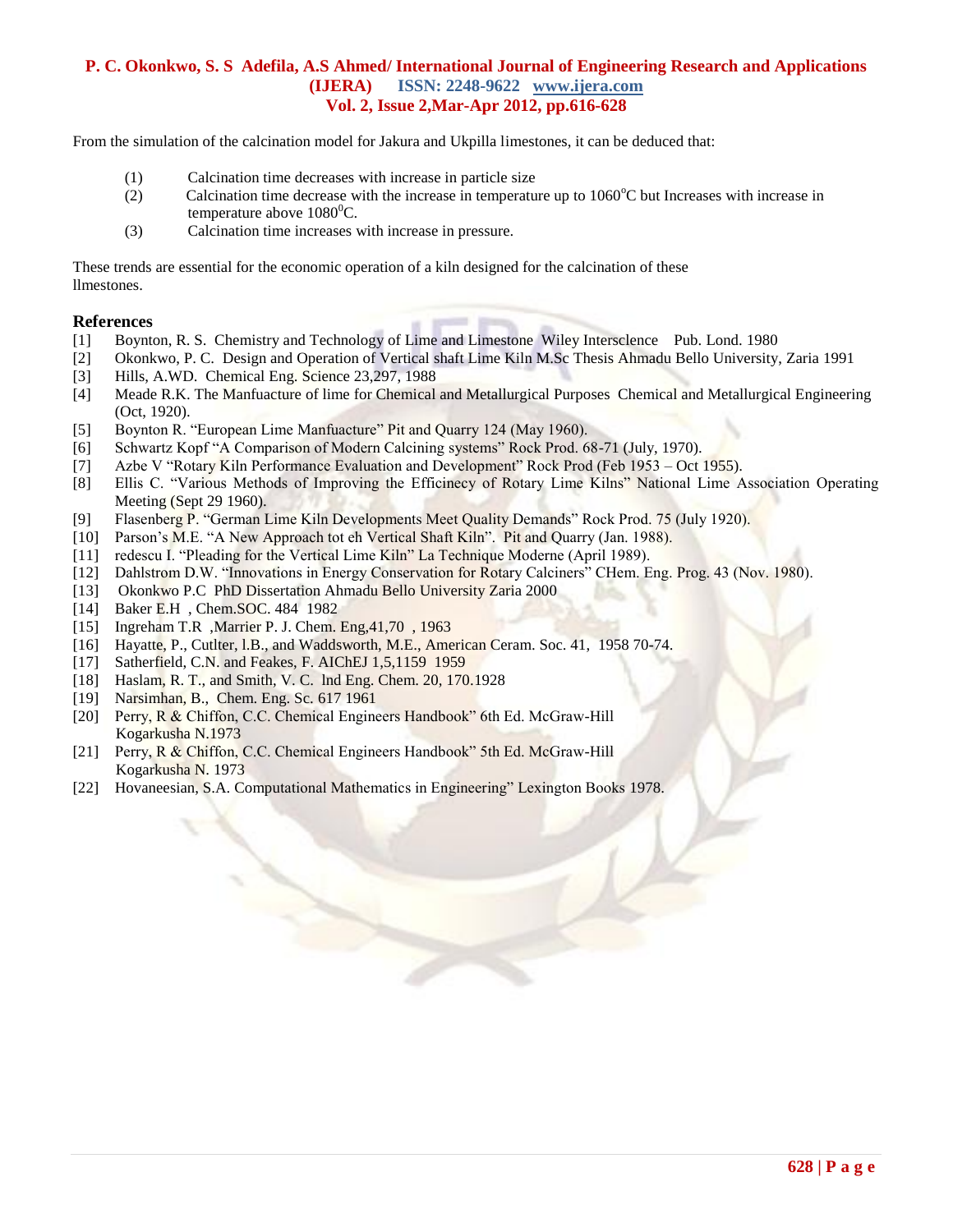From the simulation of the calcination model for Jakura and Ukpilla limestones, it can be deduced that:

(1) Calcination time decreases with increase in particle size

(2) Calcination time decrease with the increase in temperature up to 1060$^{o}$C but Increases with increase in temperature above 1080$^{0}$C.

(3) Calcination time increases with increase in pressure.

These trends are essential for the economic operation of a kiln designed for the calcination of these llmestones.

## References

[1] Boynton, R. S. Chemistry and Technology of Lime and Limestone Wiley Interslcence Pub. Lond. 1980

[2] Okonkwo, P. C. Design and Operation of Vertical shaft Lime Kiln M.Sc Thesis Ahmadu Bello University, Zaria 1991

[3] Hills, A.WD. Chemical Eng. Science 23,297, 1988

[4] Meade R.K. The Manfuacture of lime for Chemical and Metallurgical Purposes Chemical and Metallurgical Engineering (Oct, 1920).

[5] Boynton R. "European Lime Manfuacture" Pit and Quarry 124 (May 1960).

[6] Schwartz Kopf "A Comparison of Modern Calcining systems" Rock Prod. 68-71 (July, 1970).

[7] Azbe V "Rotary Kiln Performance Evaluation and Development" Rock Prod (Feb 1953 – Oct 1955).

[8] Ellis C. "Various Methods of Improving the Efficinecy of Rotary Lime Kilns" National Lime Association Operating Meeting (Sept 29 1960).

[9] Flasenberg P. "German Lime Kiln Developments Meet Quality Demands" Rock Prod. 75 (July 1920).

[10] Parson's M.E. "A New Approach tot eh Vertical Shaft Kiln". Pit and Quarry (Jan. 1988).

[11] redescu I. "Pleading for the Vertical Lime Kiln" La Technique Moderne (April 1989).

[12] Dahlstrom D.W. "Innovations in Energy Conservation for Rotary Calciners" CHem. Eng. Prog. 43 (Nov. 1980).

[13] Okonkwo P.C PhD Dissertation Ahmadu Bello University Zaria 2000

[14] Baker E.H , Chem.SOC. 484 1982

[15] Ingreham T.R ,Marrier P. J. Chem. Eng,41,70 , 1963

[16] Hayatte, P., Cutlter, l.B., and Waddsworth, M.E., American Ceram. Soc. 41, 1958 70-74.

[17] Satherfield, C.N. and Feakes, F. AIChEJ 1,5,1159 1959

[18] Haslam, R. T., and Smith, V. C. lnd Eng. Chem. 20, 170.1928

[19] Narsimhan, B., Chem. Eng. Sc. 617 1961

[20] Perry, R & Chiffon, C.C. Chemical Engineers Handbook" 6th Ed. McGraw-Hill Kogarkusha N.1973

[21] Perry, R & Chiffon, C.C. Chemical Engineers Handbook" 5th Ed. McGraw-Hill Kogarkusha N. 1973

[22] Hovaneesian, S.A. Computational Mathematics in Engineering" Lexington Books 1978.